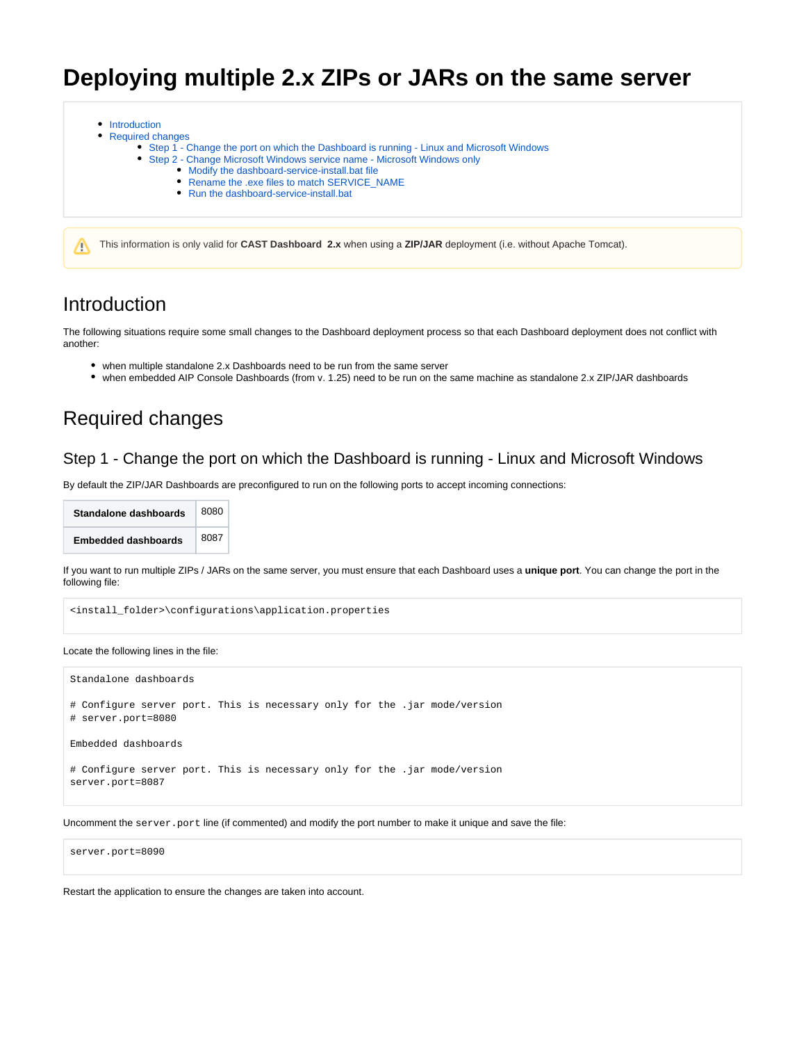# Deploying multiple 2.x ZIPs or JARs on the same server

- Introduction
- Required changes
  - Step 1 - Change the port on which the Dashboard is running - Linux and Microsoft Windows
  - Step 2 - Change Microsoft Windows service name - Microsoft Windows only
    - Modify the dashboard-service-install.bat file
    - Rename the .exe files to match SERVICE_NAME
    - Run the dashboard-service-install.bat

This information is only valid for **CAST Dashboard 2.x** when using a **ZIP/JAR** deployment (i.e. without Apache Tomcat).

## Introduction

The following situations require some small changes to the Dashboard deployment process so that each Dashboard deployment does not conflict with another:

- when multiple standalone 2.x Dashboards need to be run from the same server
- when embedded AIP Console Dashboards (from v. 1.25) need to be run on the same machine as standalone 2.x ZIP/JAR dashboards

## Required changes

### Step 1 - Change the port on which the Dashboard is running - Linux and Microsoft Windows

By default the ZIP/JAR Dashboards are preconfigured to run on the following ports to accept incoming connections:

| | |
|---|---|
| **Standalone dashboards** | 8080 |
| **Embedded dashboards** | 8087 |

If you want to run multiple ZIPs / JARs on the same server, you must ensure that each Dashboard uses a **unique port**. You can change the port in the following file:

```
<install_folder>\configurations\application.properties
```

Locate the following lines in the file:

```
Standalone dashboards

# Configure server port. This is necessary only for the .jar mode/version
# server.port=8080

Embedded dashboards

# Configure server port. This is necessary only for the .jar mode/version
server.port=8087
```

Uncomment the `server.port` line (if commented) and modify the port number to make it unique and save the file:

```
server.port=8090
```

Restart the application to ensure the changes are taken into account.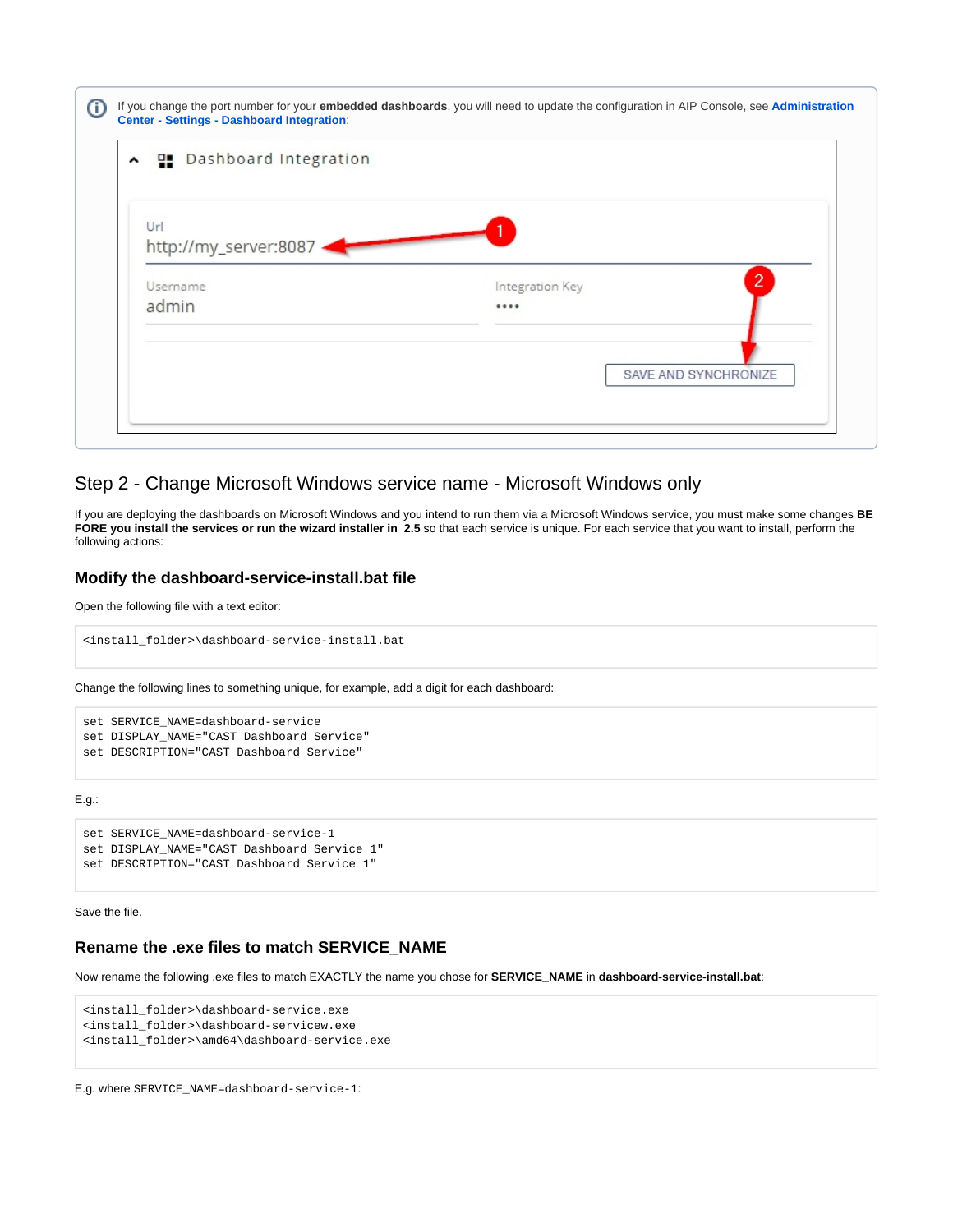If you change the port number for your **embedded dashboards**, you will need to update the configuration in AIP Console, see **Administration Center - Settings - Dashboard Integration**:

## Step 2 - Change Microsoft Windows service name - Microsoft Windows only

If you are deploying the dashboards on Microsoft Windows and you intend to run them via a Microsoft Windows service, you must make some changes **BEFORE you install the services or run the wizard installer in 2.5** so that each service is unique. For each service that you want to install, perform the following actions:

### Modify the dashboard-service-install.bat file

Open the following file with a text editor:

```
<install_folder>\dashboard-service-install.bat
```

Change the following lines to something unique, for example, add a digit for each dashboard:

```
set SERVICE_NAME=dashboard-service
set DISPLAY_NAME="CAST Dashboard Service"
set DESCRIPTION="CAST Dashboard Service"
```

E.g.:

```
set SERVICE_NAME=dashboard-service-1
set DISPLAY_NAME="CAST Dashboard Service 1"
set DESCRIPTION="CAST Dashboard Service 1"
```

Save the file.

### Rename the .exe files to match SERVICE_NAME

Now rename the following .exe files to match EXACTLY the name you chose for **SERVICE_NAME** in **dashboard-service-install.bat**:

```
<install_folder>\dashboard-service.exe
<install_folder>\dashboard-servicew.exe
<install_folder>\amd64\dashboard-service.exe
```

E.g. where `SERVICE_NAME=dashboard-service-1`: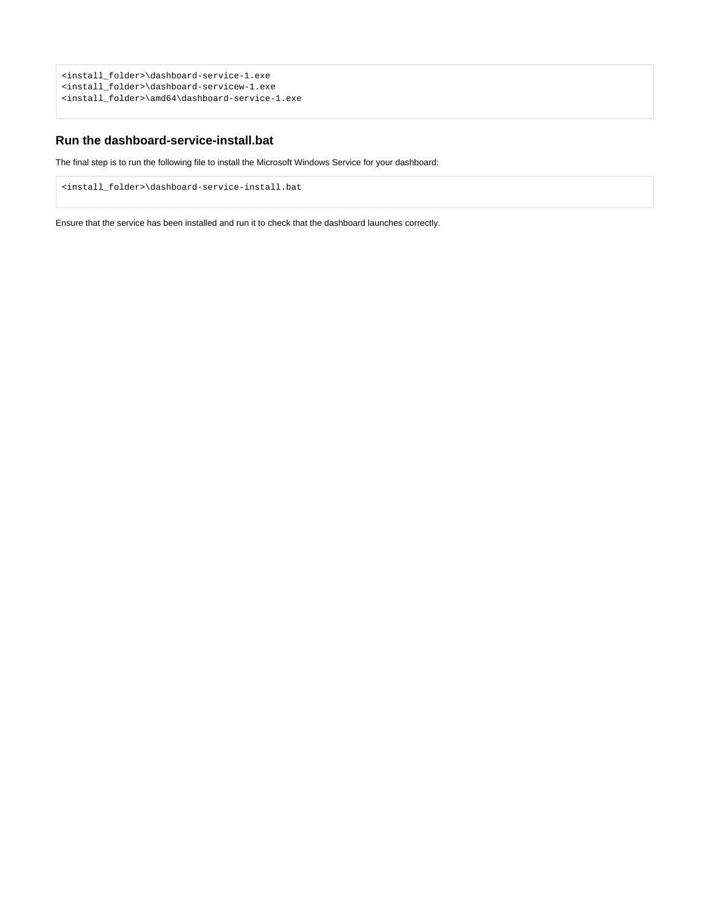```
<install_folder>\dashboard-service-1.exe
<install_folder>\dashboard-servicew-1.exe
<install_folder>\amd64\dashboard-service-1.exe
```

### Run the dashboard-service-install.bat

The final step is to run the following file to install the Microsoft Windows Service for your dashboard:

```
<install_folder>\dashboard-service-install.bat
```

Ensure that the service has been installed and run it to check that the dashboard launches correctly.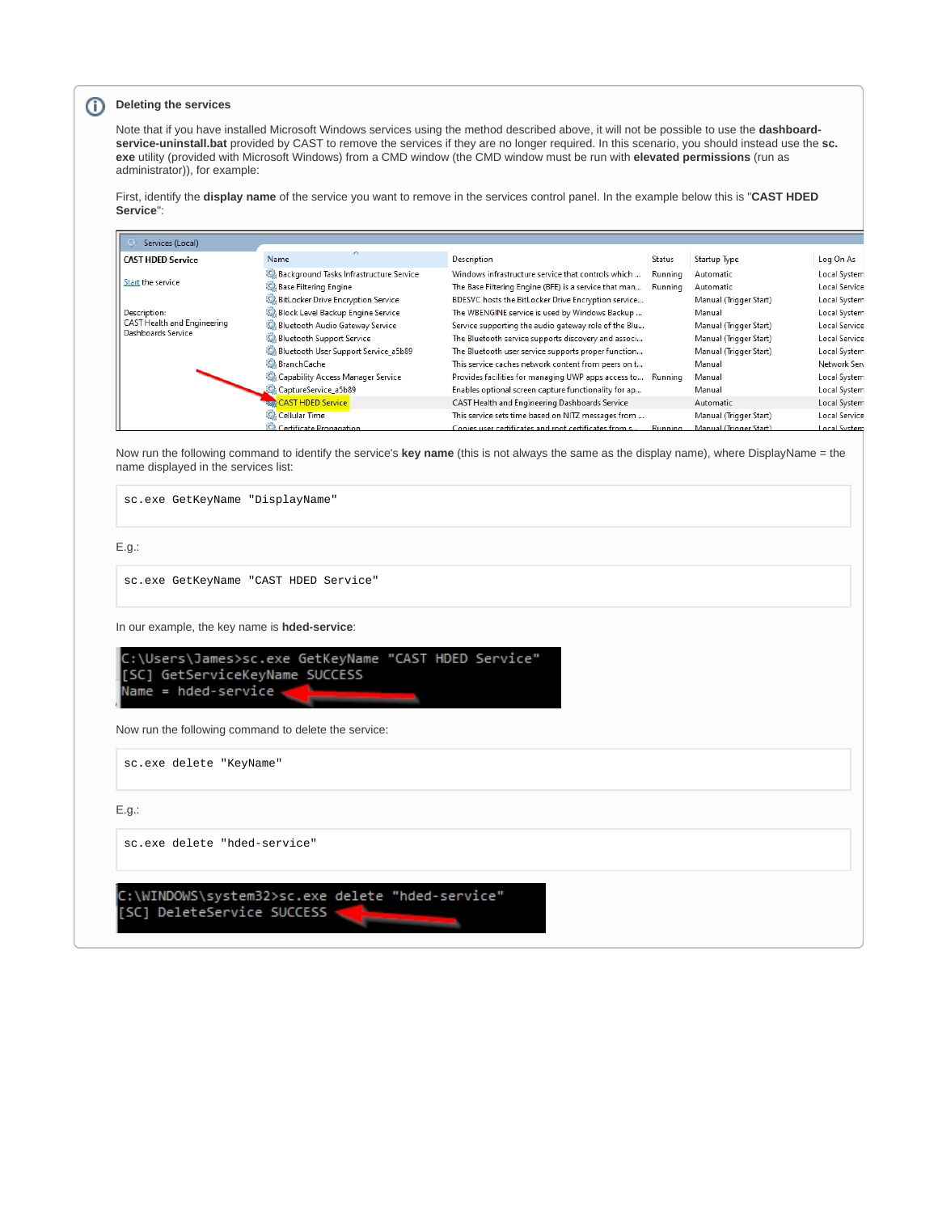**Deleting the services**

Note that if you have installed Microsoft Windows services using the method described above, it will not be possible to use the **dashboard-service-uninstall.bat** provided by CAST to remove the services if they are no longer required. In this scenario, you should instead use the **sc.exe** utility (provided with Microsoft Windows) from a CMD window (the CMD window must be run with **elevated permissions** (run as administrator)), for example:

First, identify the **display name** of the service you want to remove in the services control panel. In the example below this is "**CAST HDED Service**":

Now run the following command to identify the service's **key name** (this is not always the same as the display name), where DisplayName = the name displayed in the services list:

```
sc.exe GetKeyName "DisplayName"
```

E.g.:

```
sc.exe GetKeyName "CAST HDED Service"
```

In our example, the key name is **hded-service**:

```
C:\Users\James>sc.exe GetKeyName "CAST HDED Service"
[SC] GetServiceKeyName SUCCESS
Name = hded-service
```

Now run the following command to delete the service:

```
sc.exe delete "KeyName"
```

E.g.:

```
sc.exe delete "hded-service"
```

```
C:\WINDOWS\system32>sc.exe delete "hded-service"
[SC] DeleteService SUCCESS
```